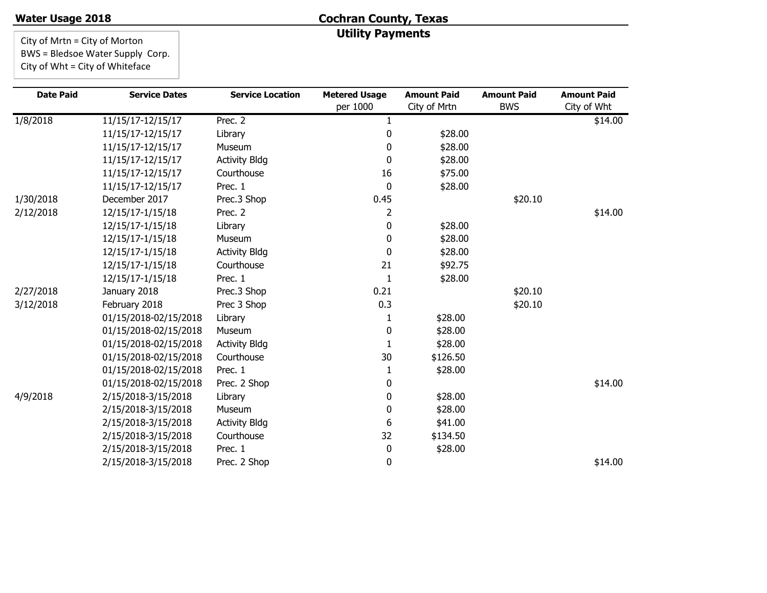**Water Usage 2018**

# Cochran County, Texas

## Utility Payments

City of Mrtn = City of Morton
BWS = Bledsoe Water Supply Corp.
City of Wht = City of Whiteface

| Date Paid | Service Dates | Service Location | Metered Usage per 1000 | Amount Paid City of Mrtn | Amount Paid BWS | Amount Paid City of Wht |
|---|---|---|---|---|---|---|
| 1/8/2018 | 11/15/17-12/15/17 | Prec. 2 | 1 | | | $14.00 |
| | 11/15/17-12/15/17 | Library | 0 | $28.00 | | |
| | 11/15/17-12/15/17 | Museum | 0 | $28.00 | | |
| | 11/15/17-12/15/17 | Activity Bldg | 0 | $28.00 | | |
| | 11/15/17-12/15/17 | Courthouse | 16 | $75.00 | | |
| | 11/15/17-12/15/17 | Prec. 1 | 0 | $28.00 | | |
| 1/30/2018 | December 2017 | Prec.3 Shop | 0.45 | | $20.10 | |
| 2/12/2018 | 12/15/17-1/15/18 | Prec. 2 | 2 | | | $14.00 |
| | 12/15/17-1/15/18 | Library | 0 | $28.00 | | |
| | 12/15/17-1/15/18 | Museum | 0 | $28.00 | | |
| | 12/15/17-1/15/18 | Activity Bldg | 0 | $28.00 | | |
| | 12/15/17-1/15/18 | Courthouse | 21 | $92.75 | | |
| | 12/15/17-1/15/18 | Prec. 1 | 1 | $28.00 | | |
| 2/27/2018 | January 2018 | Prec.3 Shop | 0.21 | | $20.10 | |
| 3/12/2018 | February 2018 | Prec 3 Shop | 0.3 | | $20.10 | |
| | 01/15/2018-02/15/2018 | Library | 1 | $28.00 | | |
| | 01/15/2018-02/15/2018 | Museum | 0 | $28.00 | | |
| | 01/15/2018-02/15/2018 | Activity Bldg | 1 | $28.00 | | |
| | 01/15/2018-02/15/2018 | Courthouse | 30 | $126.50 | | |
| | 01/15/2018-02/15/2018 | Prec. 1 | 1 | $28.00 | | |
| | 01/15/2018-02/15/2018 | Prec. 2 Shop | 0 | | | $14.00 |
| 4/9/2018 | 2/15/2018-3/15/2018 | Library | 0 | $28.00 | | |
| | 2/15/2018-3/15/2018 | Museum | 0 | $28.00 | | |
| | 2/15/2018-3/15/2018 | Activity Bldg | 6 | $41.00 | | |
| | 2/15/2018-3/15/2018 | Courthouse | 32 | $134.50 | | |
| | 2/15/2018-3/15/2018 | Prec. 1 | 0 | $28.00 | | |
| | 2/15/2018-3/15/2018 | Prec. 2 Shop | 0 | | | $14.00 |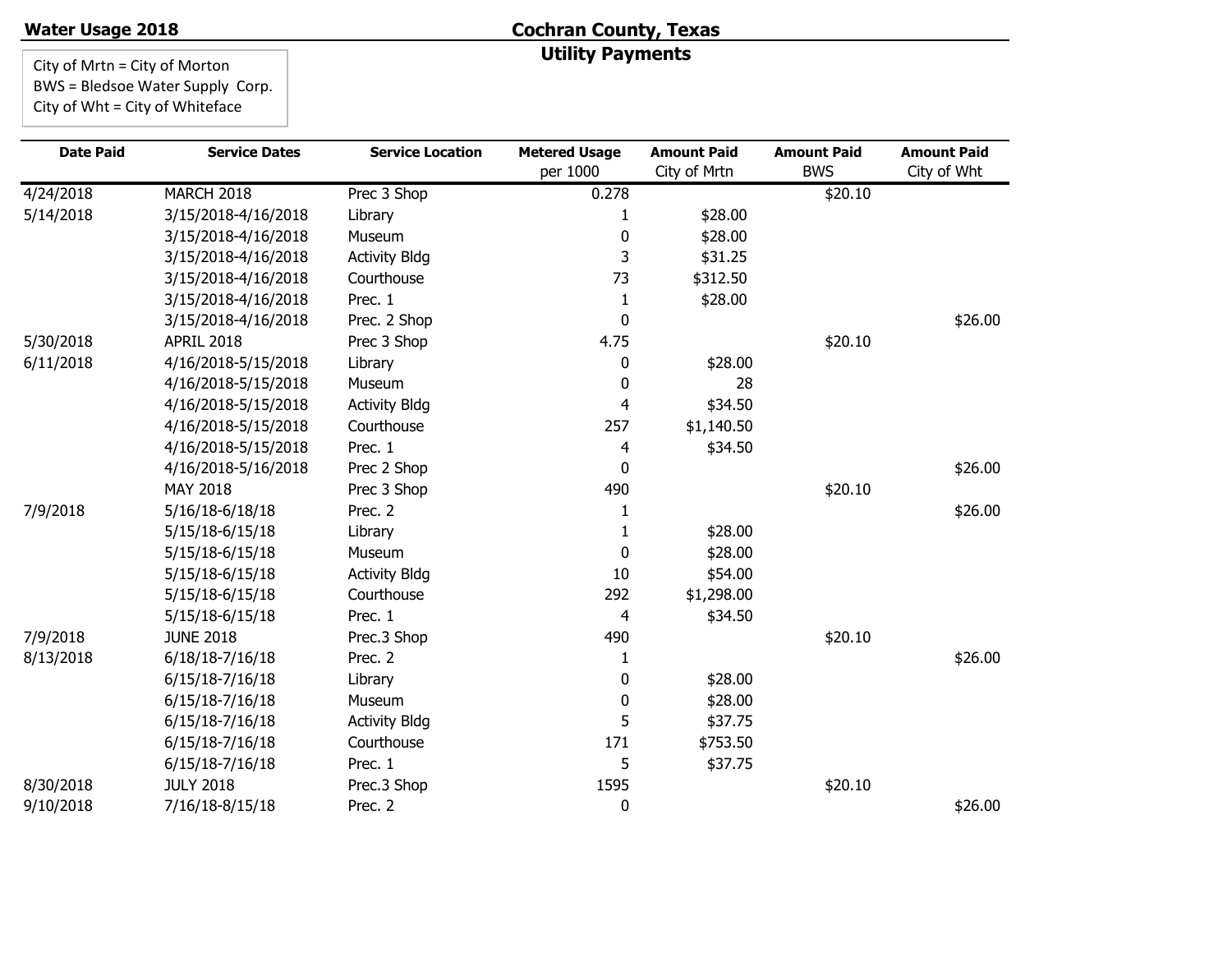**Water Usage 2018**

## Cochran County, Texas

### Utility Payments

City of Mrtn = City of Morton
BWS = Bledsoe Water Supply Corp.
City of Wht = City of Whiteface

| Date Paid | Service Dates | Service Location | Metered Usage per 1000 | Amount Paid City of Mrtn | Amount Paid BWS | Amount Paid City of Wht |
|---|---|---|---|---|---|---|
| 4/24/2018 | MARCH 2018 | Prec 3 Shop | 0.278 | | $20.10 | |
| 5/14/2018 | 3/15/2018-4/16/2018 | Library | 1 | $28.00 | | |
| | 3/15/2018-4/16/2018 | Museum | 0 | $28.00 | | |
| | 3/15/2018-4/16/2018 | Activity Bldg | 3 | $31.25 | | |
| | 3/15/2018-4/16/2018 | Courthouse | 73 | $312.50 | | |
| | 3/15/2018-4/16/2018 | Prec. 1 | 1 | $28.00 | | |
| | 3/15/2018-4/16/2018 | Prec. 2 Shop | 0 | | | $26.00 |
| 5/30/2018 | APRIL 2018 | Prec 3 Shop | 4.75 | | $20.10 | |
| 6/11/2018 | 4/16/2018-5/15/2018 | Library | 0 | $28.00 | | |
| | 4/16/2018-5/15/2018 | Museum | 0 | 28 | | |
| | 4/16/2018-5/15/2018 | Activity Bldg | 4 | $34.50 | | |
| | 4/16/2018-5/15/2018 | Courthouse | 257 | $1,140.50 | | |
| | 4/16/2018-5/15/2018 | Prec. 1 | 4 | $34.50 | | |
| | 4/16/2018-5/16/2018 | Prec 2 Shop | 0 | | | $26.00 |
| | MAY 2018 | Prec 3 Shop | 490 | | $20.10 | |
| 7/9/2018 | 5/16/18-6/18/18 | Prec. 2 | 1 | | | $26.00 |
| | 5/15/18-6/15/18 | Library | 1 | $28.00 | | |
| | 5/15/18-6/15/18 | Museum | 0 | $28.00 | | |
| | 5/15/18-6/15/18 | Activity Bldg | 10 | $54.00 | | |
| | 5/15/18-6/15/18 | Courthouse | 292 | $1,298.00 | | |
| | 5/15/18-6/15/18 | Prec. 1 | 4 | $34.50 | | |
| 7/9/2018 | JUNE 2018 | Prec.3 Shop | 490 | | $20.10 | |
| 8/13/2018 | 6/18/18-7/16/18 | Prec. 2 | 1 | | | $26.00 |
| | 6/15/18-7/16/18 | Library | 0 | $28.00 | | |
| | 6/15/18-7/16/18 | Museum | 0 | $28.00 | | |
| | 6/15/18-7/16/18 | Activity Bldg | 5 | $37.75 | | |
| | 6/15/18-7/16/18 | Courthouse | 171 | $753.50 | | |
| | 6/15/18-7/16/18 | Prec. 1 | 5 | $37.75 | | |
| 8/30/2018 | JULY 2018 | Prec.3 Shop | 1595 | | $20.10 | |
| 9/10/2018 | 7/16/18-8/15/18 | Prec. 2 | 0 | | | $26.00 |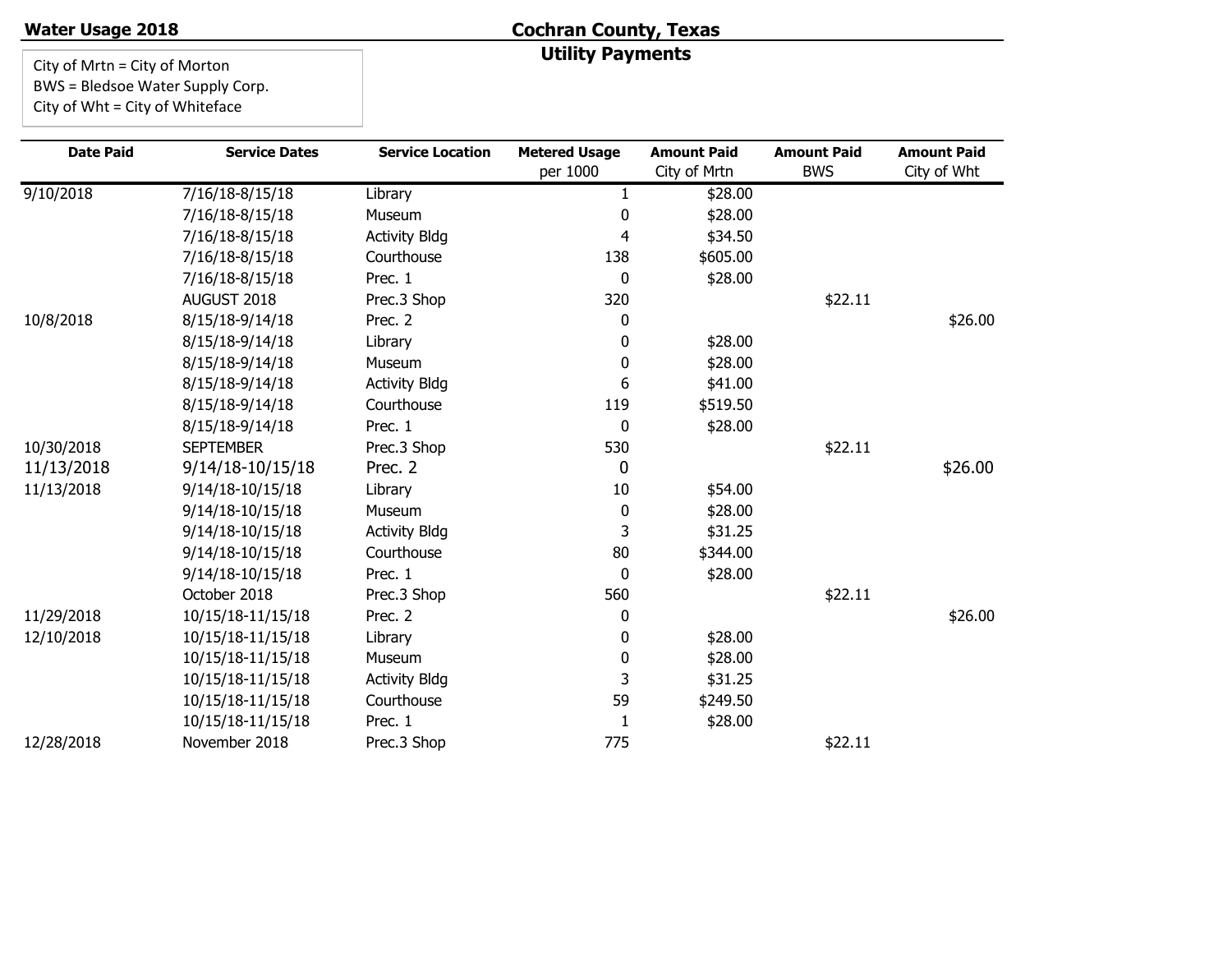**Water Usage 2018**

## Cochran County, Texas
### Utility Payments

City of Mrtn = City of Morton
BWS = Bledsoe Water Supply Corp.
City of Wht = City of Whiteface

| Date Paid | Service Dates | Service Location | Metered Usage per 1000 | Amount Paid City of Mrtn | Amount Paid BWS | Amount Paid City of Wht |
|---|---|---|---|---|---|---|
| 9/10/2018 | 7/16/18-8/15/18 | Library | 1 | $28.00 | | |
| | 7/16/18-8/15/18 | Museum | 0 | $28.00 | | |
| | 7/16/18-8/15/18 | Activity Bldg | 4 | $34.50 | | |
| | 7/16/18-8/15/18 | Courthouse | 138 | $605.00 | | |
| | 7/16/18-8/15/18 | Prec. 1 | 0 | $28.00 | | |
| | AUGUST 2018 | Prec.3 Shop | 320 | | $22.11 | |
| 10/8/2018 | 8/15/18-9/14/18 | Prec. 2 | 0 | | | $26.00 |
| | 8/15/18-9/14/18 | Library | 0 | $28.00 | | |
| | 8/15/18-9/14/18 | Museum | 0 | $28.00 | | |
| | 8/15/18-9/14/18 | Activity Bldg | 6 | $41.00 | | |
| | 8/15/18-9/14/18 | Courthouse | 119 | $519.50 | | |
| | 8/15/18-9/14/18 | Prec. 1 | 0 | $28.00 | | |
| 10/30/2018 | SEPTEMBER | Prec.3 Shop | 530 | | $22.11 | |
| 11/13/2018 | 9/14/18-10/15/18 | Prec. 2 | 0 | | | $26.00 |
| 11/13/2018 | 9/14/18-10/15/18 | Library | 10 | $54.00 | | |
| | 9/14/18-10/15/18 | Museum | 0 | $28.00 | | |
| | 9/14/18-10/15/18 | Activity Bldg | 3 | $31.25 | | |
| | 9/14/18-10/15/18 | Courthouse | 80 | $344.00 | | |
| | 9/14/18-10/15/18 | Prec. 1 | 0 | $28.00 | | |
| | October 2018 | Prec.3 Shop | 560 | | $22.11 | |
| 11/29/2018 | 10/15/18-11/15/18 | Prec. 2 | 0 | | | $26.00 |
| 12/10/2018 | 10/15/18-11/15/18 | Library | 0 | $28.00 | | |
| | 10/15/18-11/15/18 | Museum | 0 | $28.00 | | |
| | 10/15/18-11/15/18 | Activity Bldg | 3 | $31.25 | | |
| | 10/15/18-11/15/18 | Courthouse | 59 | $249.50 | | |
| | 10/15/18-11/15/18 | Prec. 1 | 1 | $28.00 | | |
| 12/28/2018 | November 2018 | Prec.3 Shop | 775 | | $22.11 | |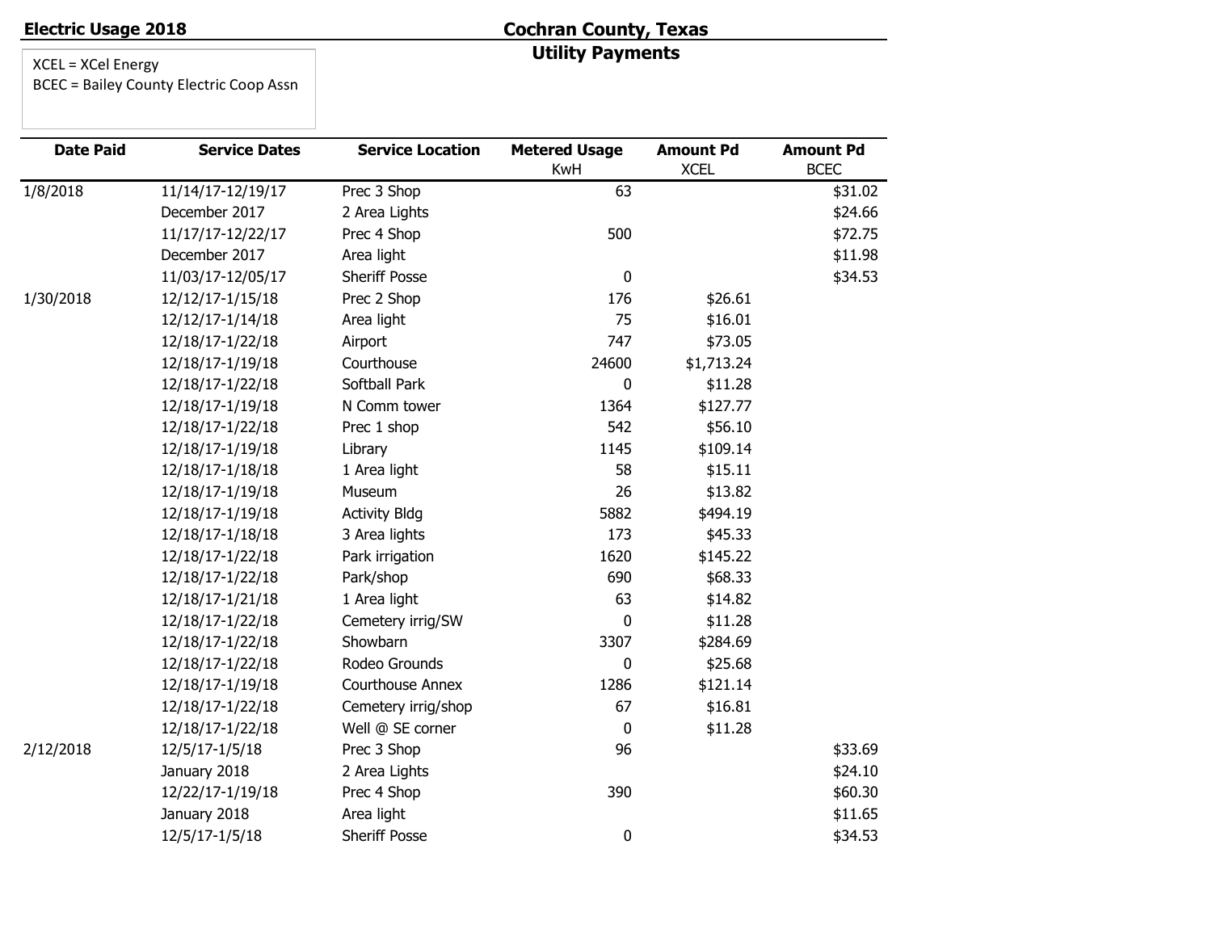**Electric Usage 2018**

## Cochran County, Texas

### Utility Payments

XCEL = XCel Energy
BCEC = Bailey County Electric Coop Assn

| Date Paid | Service Dates | Service Location | Metered Usage KwH | Amount Pd XCEL | Amount Pd BCEC |
|---|---|---|---|---|---|
| 1/8/2018 | 11/14/17-12/19/17 | Prec 3 Shop | 63 | | $31.02 |
| | December 2017 | 2 Area Lights | | | $24.66 |
| | 11/17/17-12/22/17 | Prec 4 Shop | 500 | | $72.75 |
| | December 2017 | Area light | | | $11.98 |
| | 11/03/17-12/05/17 | Sheriff Posse | 0 | | $34.53 |
| 1/30/2018 | 12/12/17-1/15/18 | Prec 2 Shop | 176 | $26.61 | |
| | 12/12/17-1/14/18 | Area light | 75 | $16.01 | |
| | 12/18/17-1/22/18 | Airport | 747 | $73.05 | |
| | 12/18/17-1/19/18 | Courthouse | 24600 | $1,713.24 | |
| | 12/18/17-1/22/18 | Softball Park | 0 | $11.28 | |
| | 12/18/17-1/19/18 | N Comm tower | 1364 | $127.77 | |
| | 12/18/17-1/22/18 | Prec 1 shop | 542 | $56.10 | |
| | 12/18/17-1/19/18 | Library | 1145 | $109.14 | |
| | 12/18/17-1/18/18 | 1 Area light | 58 | $15.11 | |
| | 12/18/17-1/19/18 | Museum | 26 | $13.82 | |
| | 12/18/17-1/19/18 | Activity Bldg | 5882 | $494.19 | |
| | 12/18/17-1/18/18 | 3 Area lights | 173 | $45.33 | |
| | 12/18/17-1/22/18 | Park irrigation | 1620 | $145.22 | |
| | 12/18/17-1/22/18 | Park/shop | 690 | $68.33 | |
| | 12/18/17-1/21/18 | 1 Area light | 63 | $14.82 | |
| | 12/18/17-1/22/18 | Cemetery irrig/SW | 0 | $11.28 | |
| | 12/18/17-1/22/18 | Showbarn | 3307 | $284.69 | |
| | 12/18/17-1/22/18 | Rodeo Grounds | 0 | $25.68 | |
| | 12/18/17-1/19/18 | Courthouse Annex | 1286 | $121.14 | |
| | 12/18/17-1/22/18 | Cemetery irrig/shop | 67 | $16.81 | |
| | 12/18/17-1/22/18 | Well @ SE corner | 0 | $11.28 | |
| 2/12/2018 | 12/5/17-1/5/18 | Prec 3 Shop | 96 | | $33.69 |
| | January 2018 | 2 Area Lights | | | $24.10 |
| | 12/22/17-1/19/18 | Prec 4 Shop | 390 | | $60.30 |
| | January 2018 | Area light | | | $11.65 |
| | 12/5/17-1/5/18 | Sheriff Posse | 0 | | $34.53 |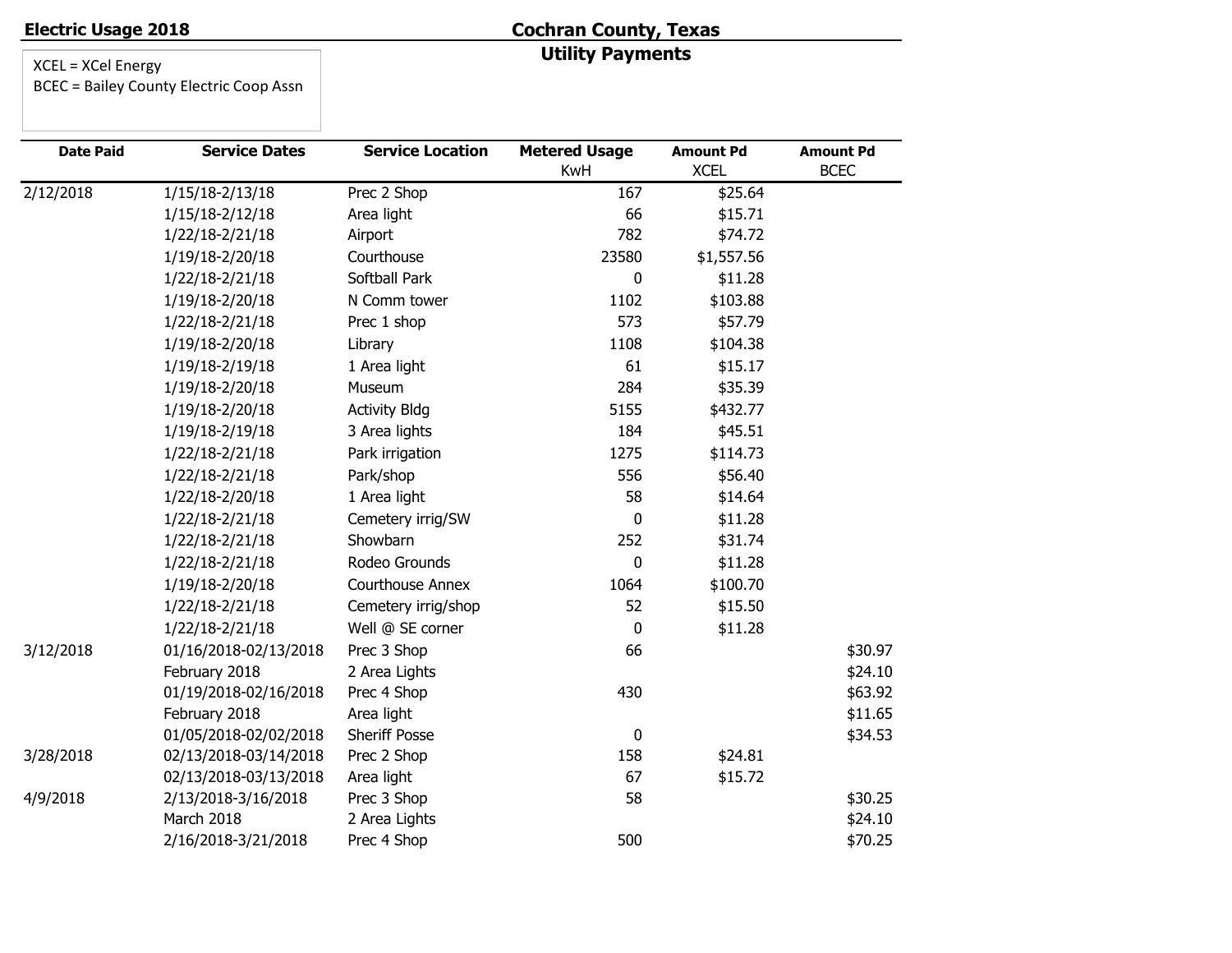**Electric Usage 2018**

## Cochran County, Texas
### Utility Payments

XCEL = XCel Energy
BCEC = Bailey County Electric Coop Assn

| Date Paid | Service Dates | Service Location | Metered Usage KwH | Amount Pd XCEL | Amount Pd BCEC |
|---|---|---|---|---|---|
| 2/12/2018 | 1/15/18-2/13/18 | Prec 2 Shop | 167 | $25.64 | |
| | 1/15/18-2/12/18 | Area light | 66 | $15.71 | |
| | 1/22/18-2/21/18 | Airport | 782 | $74.72 | |
| | 1/19/18-2/20/18 | Courthouse | 23580 | $1,557.56 | |
| | 1/22/18-2/21/18 | Softball Park | 0 | $11.28 | |
| | 1/19/18-2/20/18 | N Comm tower | 1102 | $103.88 | |
| | 1/22/18-2/21/18 | Prec 1 shop | 573 | $57.79 | |
| | 1/19/18-2/20/18 | Library | 1108 | $104.38 | |
| | 1/19/18-2/19/18 | 1 Area light | 61 | $15.17 | |
| | 1/19/18-2/20/18 | Museum | 284 | $35.39 | |
| | 1/19/18-2/20/18 | Activity Bldg | 5155 | $432.77 | |
| | 1/19/18-2/19/18 | 3 Area lights | 184 | $45.51 | |
| | 1/22/18-2/21/18 | Park irrigation | 1275 | $114.73 | |
| | 1/22/18-2/21/18 | Park/shop | 556 | $56.40 | |
| | 1/22/18-2/20/18 | 1 Area light | 58 | $14.64 | |
| | 1/22/18-2/21/18 | Cemetery irrig/SW | 0 | $11.28 | |
| | 1/22/18-2/21/18 | Showbarn | 252 | $31.74 | |
| | 1/22/18-2/21/18 | Rodeo Grounds | 0 | $11.28 | |
| | 1/19/18-2/20/18 | Courthouse Annex | 1064 | $100.70 | |
| | 1/22/18-2/21/18 | Cemetery irrig/shop | 52 | $15.50 | |
| | 1/22/18-2/21/18 | Well @ SE corner | 0 | $11.28 | |
| 3/12/2018 | 01/16/2018-02/13/2018 | Prec 3 Shop | 66 | | $30.97 |
| | February 2018 | 2 Area Lights | | | $24.10 |
| | 01/19/2018-02/16/2018 | Prec 4 Shop | 430 | | $63.92 |
| | February 2018 | Area light | | | $11.65 |
| | 01/05/2018-02/02/2018 | Sheriff Posse | 0 | | $34.53 |
| 3/28/2018 | 02/13/2018-03/14/2018 | Prec 2 Shop | 158 | $24.81 | |
| | 02/13/2018-03/13/2018 | Area light | 67 | $15.72 | |
| 4/9/2018 | 2/13/2018-3/16/2018 | Prec 3 Shop | 58 | | $30.25 |
| | March 2018 | 2 Area Lights | | | $24.10 |
| | 2/16/2018-3/21/2018 | Prec 4 Shop | 500 | | $70.25 |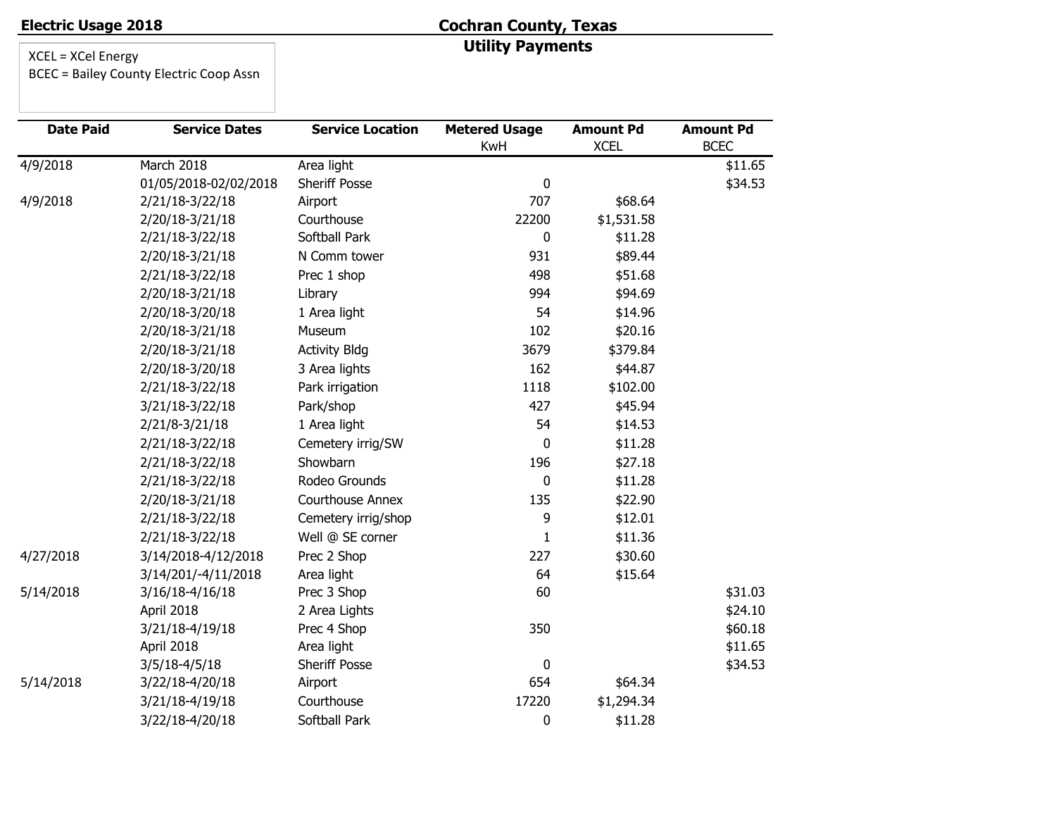**Electric Usage 2018**

# Cochran County, Texas

## Utility Payments

XCEL = XCel Energy
BCEC = Bailey County Electric Coop Assn

| Date Paid | Service Dates | Service Location | Metered Usage KwH | Amount Pd XCEL | Amount Pd BCEC |
|---|---|---|---|---|---|
| 4/9/2018 | March 2018 | Area light | | | $11.65 |
| | 01/05/2018-02/02/2018 | Sheriff Posse | 0 | | $34.53 |
| 4/9/2018 | 2/21/18-3/22/18 | Airport | 707 | $68.64 | |
| | 2/20/18-3/21/18 | Courthouse | 22200 | $1,531.58 | |
| | 2/21/18-3/22/18 | Softball Park | 0 | $11.28 | |
| | 2/20/18-3/21/18 | N Comm tower | 931 | $89.44 | |
| | 2/21/18-3/22/18 | Prec 1 shop | 498 | $51.68 | |
| | 2/20/18-3/21/18 | Library | 994 | $94.69 | |
| | 2/20/18-3/20/18 | 1 Area light | 54 | $14.96 | |
| | 2/20/18-3/21/18 | Museum | 102 | $20.16 | |
| | 2/20/18-3/21/18 | Activity Bldg | 3679 | $379.84 | |
| | 2/20/18-3/20/18 | 3 Area lights | 162 | $44.87 | |
| | 2/21/18-3/22/18 | Park irrigation | 1118 | $102.00 | |
| | 3/21/18-3/22/18 | Park/shop | 427 | $45.94 | |
| | 2/21/8-3/21/18 | 1 Area light | 54 | $14.53 | |
| | 2/21/18-3/22/18 | Cemetery irrig/SW | 0 | $11.28 | |
| | 2/21/18-3/22/18 | Showbarn | 196 | $27.18 | |
| | 2/21/18-3/22/18 | Rodeo Grounds | 0 | $11.28 | |
| | 2/20/18-3/21/18 | Courthouse Annex | 135 | $22.90 | |
| | 2/21/18-3/22/18 | Cemetery irrig/shop | 9 | $12.01 | |
| | 2/21/18-3/22/18 | Well @ SE corner | 1 | $11.36 | |
| 4/27/2018 | 3/14/2018-4/12/2018 | Prec 2 Shop | 227 | $30.60 | |
| | 3/14/201/-4/11/2018 | Area light | 64 | $15.64 | |
| 5/14/2018 | 3/16/18-4/16/18 | Prec 3 Shop | 60 | | $31.03 |
| | April 2018 | 2 Area Lights | | | $24.10 |
| | 3/21/18-4/19/18 | Prec 4 Shop | 350 | | $60.18 |
| | April 2018 | Area light | | | $11.65 |
| | 3/5/18-4/5/18 | Sheriff Posse | 0 | | $34.53 |
| 5/14/2018 | 3/22/18-4/20/18 | Airport | 654 | $64.34 | |
| | 3/21/18-4/19/18 | Courthouse | 17220 | $1,294.34 | |
| | 3/22/18-4/20/18 | Softball Park | 0 | $11.28 | |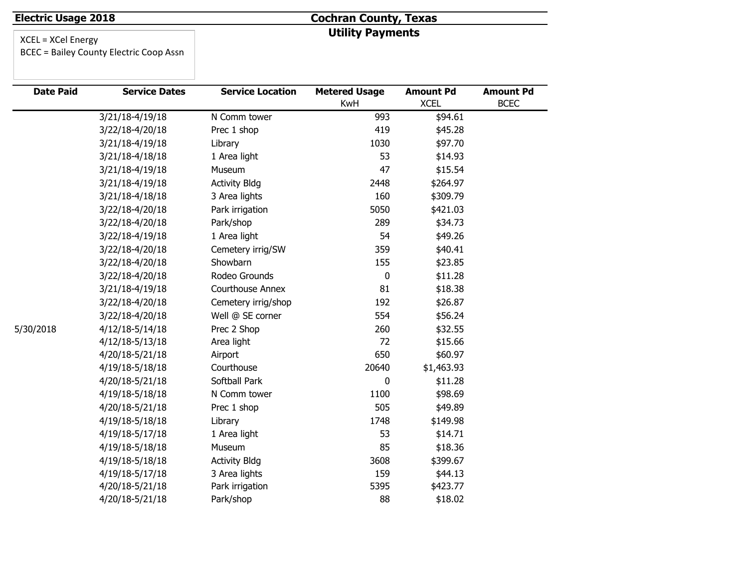**Electric Usage 2018** | **Cochran County, Texas**

**Utility Payments**

XCEL = XCel Energy
BCEC = Bailey County Electric Coop Assn

| Date Paid | Service Dates | Service Location | Metered Usage KwH | Amount Pd XCEL | Amount Pd BCEC |
|---|---|---|---|---|---|
| | 3/21/18-4/19/18 | N Comm tower | 993 | $94.61 | |
| | 3/22/18-4/20/18 | Prec 1 shop | 419 | $45.28 | |
| | 3/21/18-4/19/18 | Library | 1030 | $97.70 | |
| | 3/21/18-4/18/18 | 1 Area light | 53 | $14.93 | |
| | 3/21/18-4/19/18 | Museum | 47 | $15.54 | |
| | 3/21/18-4/19/18 | Activity Bldg | 2448 | $264.97 | |
| | 3/21/18-4/18/18 | 3 Area lights | 160 | $309.79 | |
| | 3/22/18-4/20/18 | Park irrigation | 5050 | $421.03 | |
| | 3/22/18-4/20/18 | Park/shop | 289 | $34.73 | |
| | 3/22/18-4/19/18 | 1 Area light | 54 | $49.26 | |
| | 3/22/18-4/20/18 | Cemetery irrig/SW | 359 | $40.41 | |
| | 3/22/18-4/20/18 | Showbarn | 155 | $23.85 | |
| | 3/22/18-4/20/18 | Rodeo Grounds | 0 | $11.28 | |
| | 3/21/18-4/19/18 | Courthouse Annex | 81 | $18.38 | |
| | 3/22/18-4/20/18 | Cemetery irrig/shop | 192 | $26.87 | |
| | 3/22/18-4/20/18 | Well @ SE corner | 554 | $56.24 | |
| 5/30/2018 | 4/12/18-5/14/18 | Prec 2 Shop | 260 | $32.55 | |
| | 4/12/18-5/13/18 | Area light | 72 | $15.66 | |
| | 4/20/18-5/21/18 | Airport | 650 | $60.97 | |
| | 4/19/18-5/18/18 | Courthouse | 20640 | $1,463.93 | |
| | 4/20/18-5/21/18 | Softball Park | 0 | $11.28 | |
| | 4/19/18-5/18/18 | N Comm tower | 1100 | $98.69 | |
| | 4/20/18-5/21/18 | Prec 1 shop | 505 | $49.89 | |
| | 4/19/18-5/18/18 | Library | 1748 | $149.98 | |
| | 4/19/18-5/17/18 | 1 Area light | 53 | $14.71 | |
| | 4/19/18-5/18/18 | Museum | 85 | $18.36 | |
| | 4/19/18-5/18/18 | Activity Bldg | 3608 | $399.67 | |
| | 4/19/18-5/17/18 | 3 Area lights | 159 | $44.13 | |
| | 4/20/18-5/21/18 | Park irrigation | 5395 | $423.77 | |
| | 4/20/18-5/21/18 | Park/shop | 88 | $18.02 | |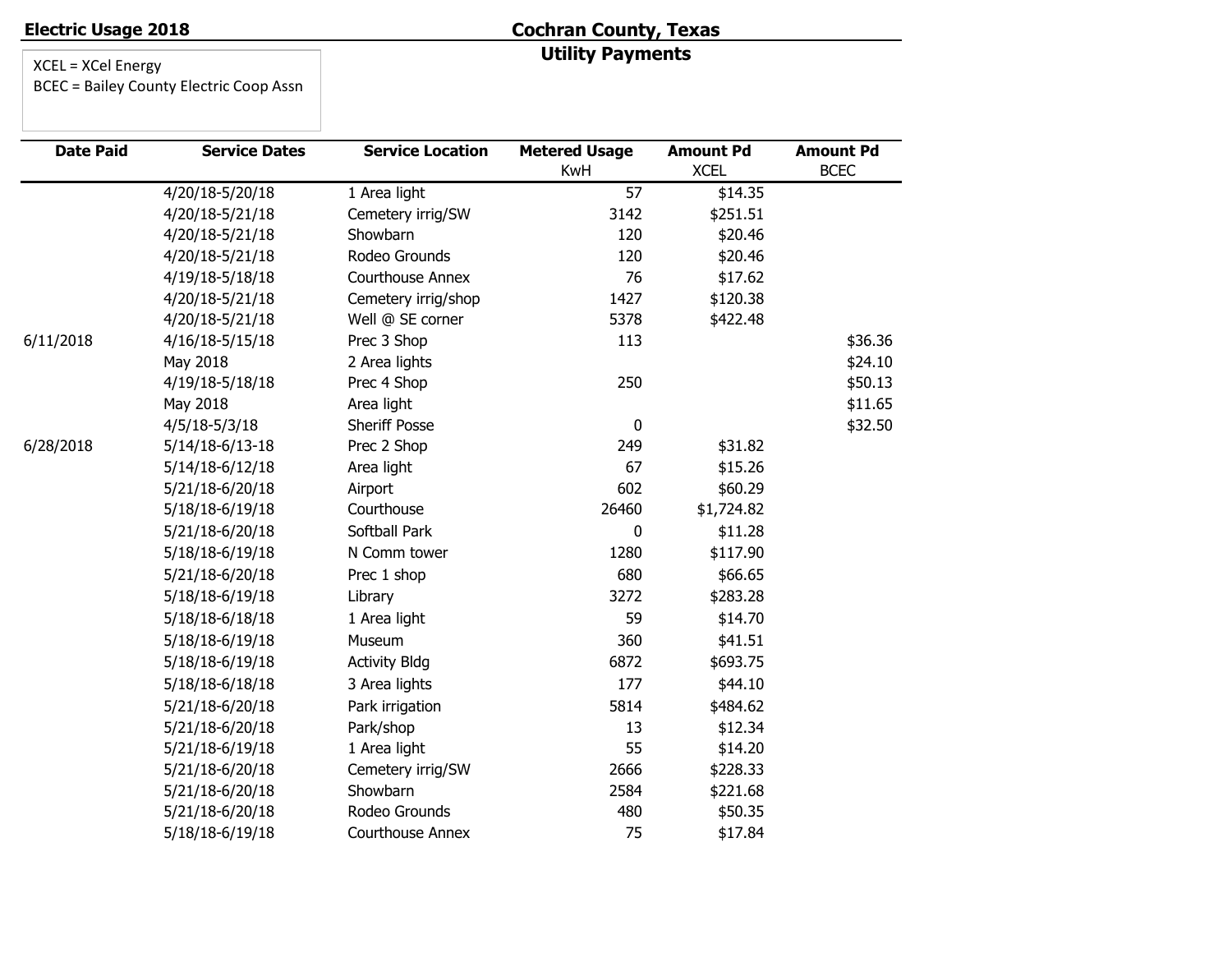**Electric Usage 2018**

## Cochran County, Texas
### Utility Payments

XCEL = XCel Energy
BCEC = Bailey County Electric Coop Assn

| Date Paid | Service Dates | Service Location | Metered Usage KwH | Amount Pd XCEL | Amount Pd BCEC |
|---|---|---|---|---|---|
| | 4/20/18-5/20/18 | 1 Area light | 57 | $14.35 | |
| | 4/20/18-5/21/18 | Cemetery irrig/SW | 3142 | $251.51 | |
| | 4/20/18-5/21/18 | Showbarn | 120 | $20.46 | |
| | 4/20/18-5/21/18 | Rodeo Grounds | 120 | $20.46 | |
| | 4/19/18-5/18/18 | Courthouse Annex | 76 | $17.62 | |
| | 4/20/18-5/21/18 | Cemetery irrig/shop | 1427 | $120.38 | |
| | 4/20/18-5/21/18 | Well @ SE corner | 5378 | $422.48 | |
| 6/11/2018 | 4/16/18-5/15/18 | Prec 3 Shop | 113 | | $36.36 |
| | May 2018 | 2 Area lights | | | $24.10 |
| | 4/19/18-5/18/18 | Prec 4 Shop | 250 | | $50.13 |
| | May 2018 | Area light | | | $11.65 |
| | 4/5/18-5/3/18 | Sheriff Posse | 0 | | $32.50 |
| 6/28/2018 | 5/14/18-6/13-18 | Prec 2 Shop | 249 | $31.82 | |
| | 5/14/18-6/12/18 | Area light | 67 | $15.26 | |
| | 5/21/18-6/20/18 | Airport | 602 | $60.29 | |
| | 5/18/18-6/19/18 | Courthouse | 26460 | $1,724.82 | |
| | 5/21/18-6/20/18 | Softball Park | 0 | $11.28 | |
| | 5/18/18-6/19/18 | N Comm tower | 1280 | $117.90 | |
| | 5/21/18-6/20/18 | Prec 1 shop | 680 | $66.65 | |
| | 5/18/18-6/19/18 | Library | 3272 | $283.28 | |
| | 5/18/18-6/18/18 | 1 Area light | 59 | $14.70 | |
| | 5/18/18-6/19/18 | Museum | 360 | $41.51 | |
| | 5/18/18-6/19/18 | Activity Bldg | 6872 | $693.75 | |
| | 5/18/18-6/18/18 | 3 Area lights | 177 | $44.10 | |
| | 5/21/18-6/20/18 | Park irrigation | 5814 | $484.62 | |
| | 5/21/18-6/20/18 | Park/shop | 13 | $12.34 | |
| | 5/21/18-6/19/18 | 1 Area light | 55 | $14.20 | |
| | 5/21/18-6/20/18 | Cemetery irrig/SW | 2666 | $228.33 | |
| | 5/21/18-6/20/18 | Showbarn | 2584 | $221.68 | |
| | 5/21/18-6/20/18 | Rodeo Grounds | 480 | $50.35 | |
| | 5/18/18-6/19/18 | Courthouse Annex | 75 | $17.84 | |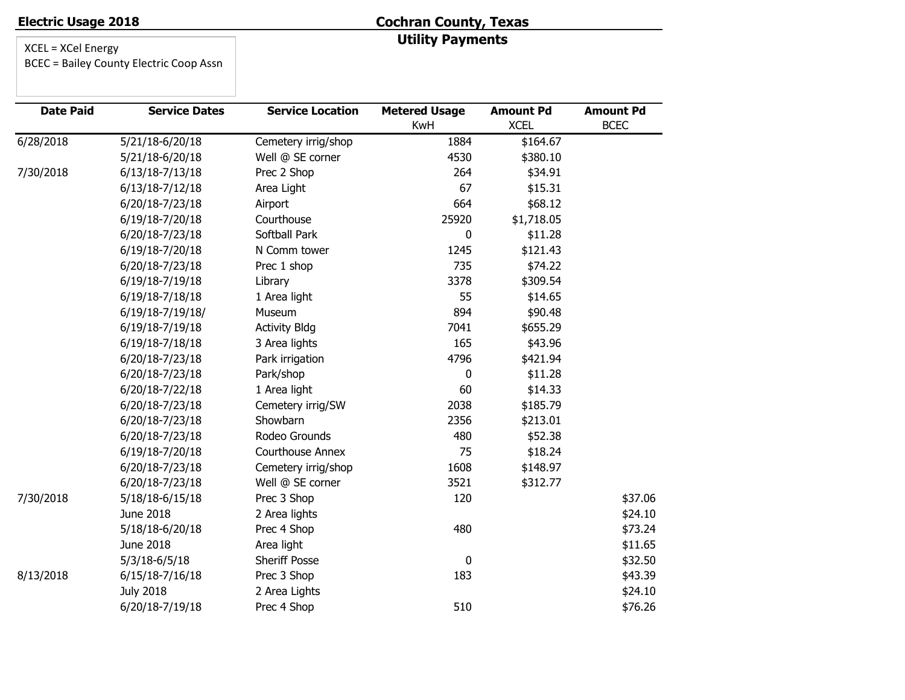**Electric Usage 2018**

# Cochran County, Texas

## Utility Payments

XCEL = XCel Energy
BCEC = Bailey County Electric Coop Assn

| Date Paid | Service Dates | Service Location | Metered Usage KwH | Amount Pd XCEL | Amount Pd BCEC |
|---|---|---|---|---|---|
| 6/28/2018 | 5/21/18-6/20/18 | Cemetery irrig/shop | 1884 | $164.67 | |
| | 5/21/18-6/20/18 | Well @ SE corner | 4530 | $380.10 | |
| 7/30/2018 | 6/13/18-7/13/18 | Prec 2 Shop | 264 | $34.91 | |
| | 6/13/18-7/12/18 | Area Light | 67 | $15.31 | |
| | 6/20/18-7/23/18 | Airport | 664 | $68.12 | |
| | 6/19/18-7/20/18 | Courthouse | 25920 | $1,718.05 | |
| | 6/20/18-7/23/18 | Softball Park | 0 | $11.28 | |
| | 6/19/18-7/20/18 | N Comm tower | 1245 | $121.43 | |
| | 6/20/18-7/23/18 | Prec 1 shop | 735 | $74.22 | |
| | 6/19/18-7/19/18 | Library | 3378 | $309.54 | |
| | 6/19/18-7/18/18 | 1 Area light | 55 | $14.65 | |
| | 6/19/18-7/19/18/ | Museum | 894 | $90.48 | |
| | 6/19/18-7/19/18 | Activity Bldg | 7041 | $655.29 | |
| | 6/19/18-7/18/18 | 3 Area lights | 165 | $43.96 | |
| | 6/20/18-7/23/18 | Park irrigation | 4796 | $421.94 | |
| | 6/20/18-7/23/18 | Park/shop | 0 | $11.28 | |
| | 6/20/18-7/22/18 | 1 Area light | 60 | $14.33 | |
| | 6/20/18-7/23/18 | Cemetery irrig/SW | 2038 | $185.79 | |
| | 6/20/18-7/23/18 | Showbarn | 2356 | $213.01 | |
| | 6/20/18-7/23/18 | Rodeo Grounds | 480 | $52.38 | |
| | 6/19/18-7/20/18 | Courthouse Annex | 75 | $18.24 | |
| | 6/20/18-7/23/18 | Cemetery irrig/shop | 1608 | $148.97 | |
| | 6/20/18-7/23/18 | Well @ SE corner | 3521 | $312.77 | |
| 7/30/2018 | 5/18/18-6/15/18 | Prec 3 Shop | 120 | | $37.06 |
| | June 2018 | 2 Area lights | | | $24.10 |
| | 5/18/18-6/20/18 | Prec 4 Shop | 480 | | $73.24 |
| | June 2018 | Area light | | | $11.65 |
| | 5/3/18-6/5/18 | Sheriff Posse | 0 | | $32.50 |
| 8/13/2018 | 6/15/18-7/16/18 | Prec 3 Shop | 183 | | $43.39 |
| | July 2018 | 2 Area Lights | | | $24.10 |
| | 6/20/18-7/19/18 | Prec 4 Shop | 510 | | $76.26 |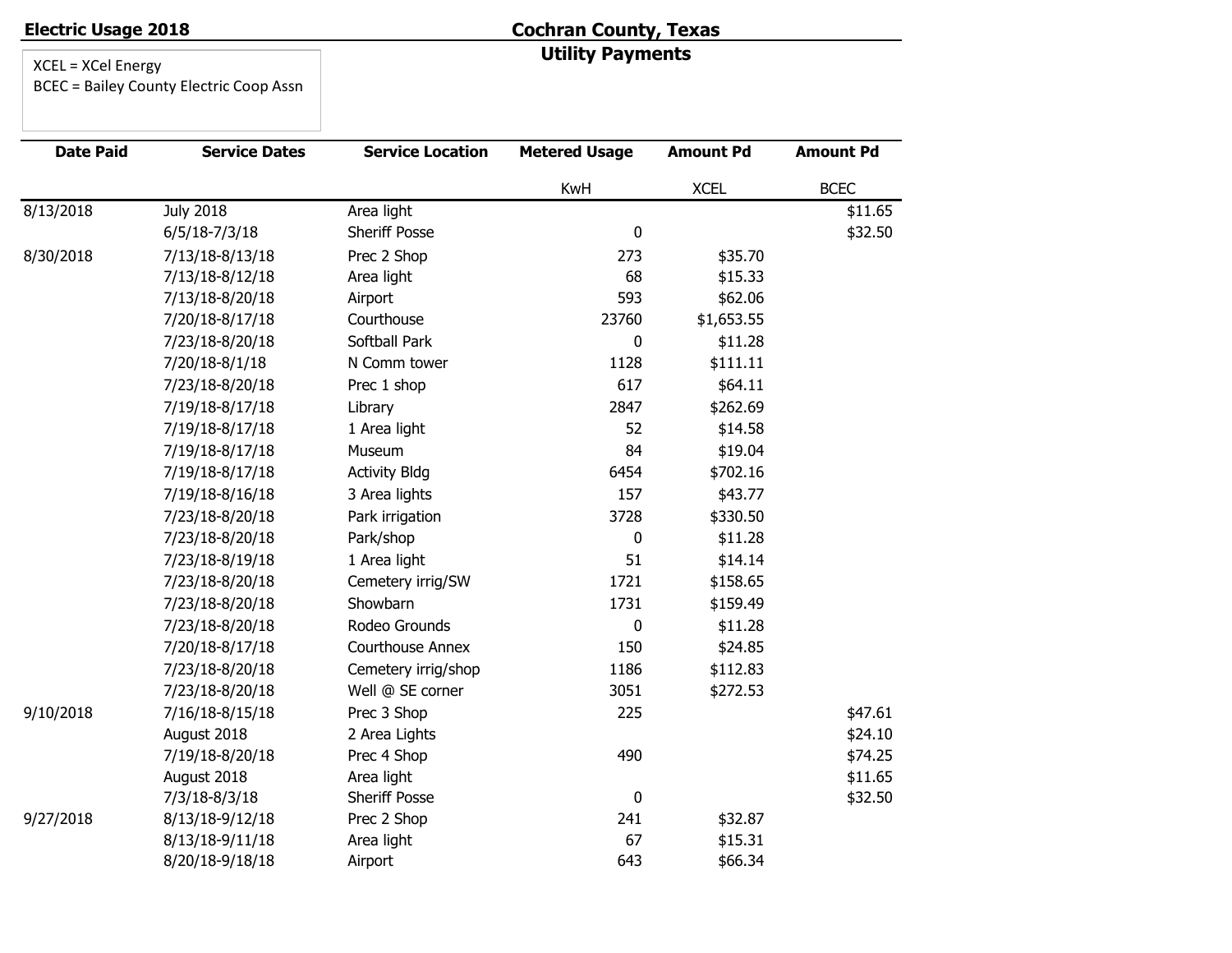**Electric Usage 2018**

# Cochran County, Texas

## Utility Payments

XCEL = XCel Energy
BCEC = Bailey County Electric Coop Assn

| Date Paid | Service Dates | Service Location | Metered Usage | Amount Pd | Amount Pd |
|---|---|---|---|---|---|
| | | | KwH | XCEL | BCEC |
| 8/13/2018 | July 2018 | Area light | | | $11.65 |
| | 6/5/18-7/3/18 | Sheriff Posse | 0 | | $32.50 |
| 8/30/2018 | 7/13/18-8/13/18 | Prec 2 Shop | 273 | $35.70 | |
| | 7/13/18-8/12/18 | Area light | 68 | $15.33 | |
| | 7/13/18-8/20/18 | Airport | 593 | $62.06 | |
| | 7/20/18-8/17/18 | Courthouse | 23760 | $1,653.55 | |
| | 7/23/18-8/20/18 | Softball Park | 0 | $11.28 | |
| | 7/20/18-8/1/18 | N Comm tower | 1128 | $111.11 | |
| | 7/23/18-8/20/18 | Prec 1 shop | 617 | $64.11 | |
| | 7/19/18-8/17/18 | Library | 2847 | $262.69 | |
| | 7/19/18-8/17/18 | 1 Area light | 52 | $14.58 | |
| | 7/19/18-8/17/18 | Museum | 84 | $19.04 | |
| | 7/19/18-8/17/18 | Activity Bldg | 6454 | $702.16 | |
| | 7/19/18-8/16/18 | 3 Area lights | 157 | $43.77 | |
| | 7/23/18-8/20/18 | Park irrigation | 3728 | $330.50 | |
| | 7/23/18-8/20/18 | Park/shop | 0 | $11.28 | |
| | 7/23/18-8/19/18 | 1 Area light | 51 | $14.14 | |
| | 7/23/18-8/20/18 | Cemetery irrig/SW | 1721 | $158.65 | |
| | 7/23/18-8/20/18 | Showbarn | 1731 | $159.49 | |
| | 7/23/18-8/20/18 | Rodeo Grounds | 0 | $11.28 | |
| | 7/20/18-8/17/18 | Courthouse Annex | 150 | $24.85 | |
| | 7/23/18-8/20/18 | Cemetery irrig/shop | 1186 | $112.83 | |
| | 7/23/18-8/20/18 | Well @ SE corner | 3051 | $272.53 | |
| 9/10/2018 | 7/16/18-8/15/18 | Prec 3 Shop | 225 | | $47.61 |
| | August 2018 | 2 Area Lights | | | $24.10 |
| | 7/19/18-8/20/18 | Prec 4 Shop | 490 | | $74.25 |
| | August 2018 | Area light | | | $11.65 |
| | 7/3/18-8/3/18 | Sheriff Posse | 0 | | $32.50 |
| 9/27/2018 | 8/13/18-9/12/18 | Prec 2 Shop | 241 | $32.87 | |
| | 8/13/18-9/11/18 | Area light | 67 | $15.31 | |
| | 8/20/18-9/18/18 | Airport | 643 | $66.34 | |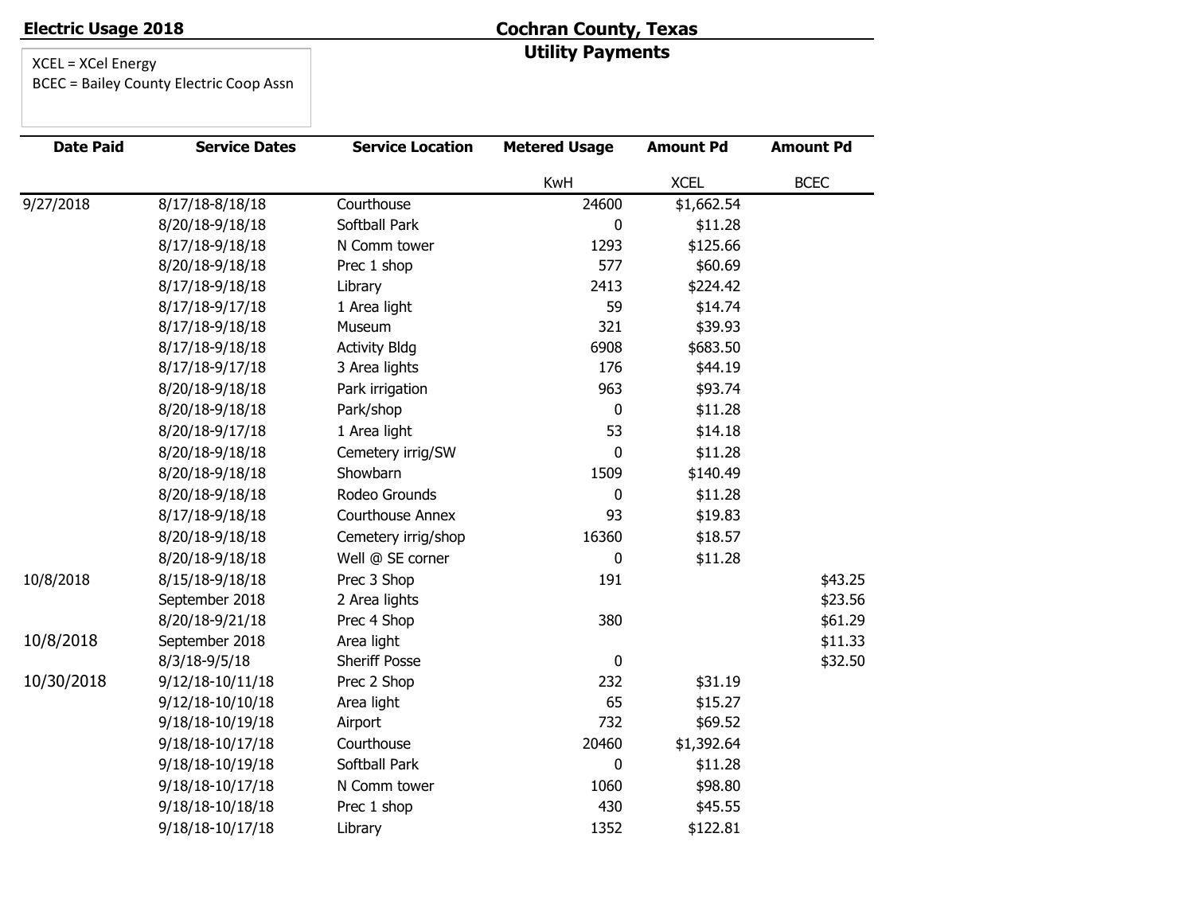**Electric Usage 2018**

# Cochran County, Texas

## Utility Payments

XCEL = XCel Energy
BCEC = Bailey County Electric Coop Assn

| Date Paid | Service Dates | Service Location | Metered Usage | Amount Pd | Amount Pd |
|---|---|---|---|---|---|
| | | | KwH | XCEL | BCEC |
| 9/27/2018 | 8/17/18-8/18/18 | Courthouse | 24600 | $1,662.54 | |
| | 8/20/18-9/18/18 | Softball Park | 0 | $11.28 | |
| | 8/17/18-9/18/18 | N Comm tower | 1293 | $125.66 | |
| | 8/20/18-9/18/18 | Prec 1 shop | 577 | $60.69 | |
| | 8/17/18-9/18/18 | Library | 2413 | $224.42 | |
| | 8/17/18-9/17/18 | 1 Area light | 59 | $14.74 | |
| | 8/17/18-9/18/18 | Museum | 321 | $39.93 | |
| | 8/17/18-9/18/18 | Activity Bldg | 6908 | $683.50 | |
| | 8/17/18-9/17/18 | 3 Area lights | 176 | $44.19 | |
| | 8/20/18-9/18/18 | Park irrigation | 963 | $93.74 | |
| | 8/20/18-9/18/18 | Park/shop | 0 | $11.28 | |
| | 8/20/18-9/17/18 | 1 Area light | 53 | $14.18 | |
| | 8/20/18-9/18/18 | Cemetery irrig/SW | 0 | $11.28 | |
| | 8/20/18-9/18/18 | Showbarn | 1509 | $140.49 | |
| | 8/20/18-9/18/18 | Rodeo Grounds | 0 | $11.28 | |
| | 8/17/18-9/18/18 | Courthouse Annex | 93 | $19.83 | |
| | 8/20/18-9/18/18 | Cemetery irrig/shop | 16360 | $18.57 | |
| | 8/20/18-9/18/18 | Well @ SE corner | 0 | $11.28 | |
| 10/8/2018 | 8/15/18-9/18/18 | Prec 3 Shop | 191 | | $43.25 |
| | September 2018 | 2 Area lights | | | $23.56 |
| | 8/20/18-9/21/18 | Prec 4 Shop | 380 | | $61.29 |
| 10/8/2018 | September 2018 | Area light | | | $11.33 |
| | 8/3/18-9/5/18 | Sheriff Posse | 0 | | $32.50 |
| 10/30/2018 | 9/12/18-10/11/18 | Prec 2 Shop | 232 | $31.19 | |
| | 9/12/18-10/10/18 | Area light | 65 | $15.27 | |
| | 9/18/18-10/19/18 | Airport | 732 | $69.52 | |
| | 9/18/18-10/17/18 | Courthouse | 20460 | $1,392.64 | |
| | 9/18/18-10/19/18 | Softball Park | 0 | $11.28 | |
| | 9/18/18-10/17/18 | N Comm tower | 1060 | $98.80 | |
| | 9/18/18-10/18/18 | Prec 1 shop | 430 | $45.55 | |
| | 9/18/18-10/17/18 | Library | 1352 | $122.81 | |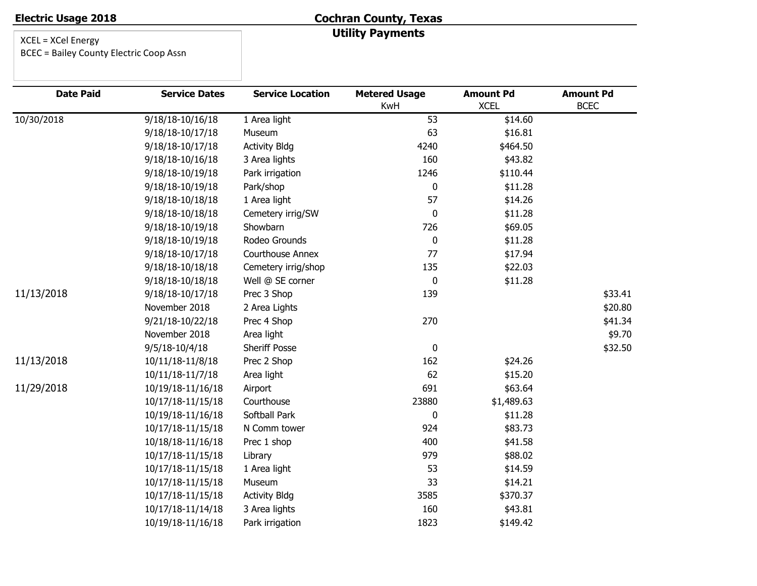**Electric Usage 2018**

## Cochran County, Texas

### Utility Payments

XCEL = XCel Energy
BCEC = Bailey County Electric Coop Assn

| Date Paid | Service Dates | Service Location | Metered Usage KwH | Amount Pd XCEL | Amount Pd BCEC |
|---|---|---|---|---|---|
| 10/30/2018 | 9/18/18-10/16/18 | 1 Area light | 53 | $14.60 | |
| | 9/18/18-10/17/18 | Museum | 63 | $16.81 | |
| | 9/18/18-10/17/18 | Activity Bldg | 4240 | $464.50 | |
| | 9/18/18-10/16/18 | 3 Area lights | 160 | $43.82 | |
| | 9/18/18-10/19/18 | Park irrigation | 1246 | $110.44 | |
| | 9/18/18-10/19/18 | Park/shop | 0 | $11.28 | |
| | 9/18/18-10/18/18 | 1 Area light | 57 | $14.26 | |
| | 9/18/18-10/18/18 | Cemetery irrig/SW | 0 | $11.28 | |
| | 9/18/18-10/19/18 | Showbarn | 726 | $69.05 | |
| | 9/18/18-10/19/18 | Rodeo Grounds | 0 | $11.28 | |
| | 9/18/18-10/17/18 | Courthouse Annex | 77 | $17.94 | |
| | 9/18/18-10/18/18 | Cemetery irrig/shop | 135 | $22.03 | |
| | 9/18/18-10/18/18 | Well @ SE corner | 0 | $11.28 | |
| 11/13/2018 | 9/18/18-10/17/18 | Prec 3 Shop | 139 | | $33.41 |
| | November 2018 | 2 Area Lights | | | $20.80 |
| | 9/21/18-10/22/18 | Prec 4 Shop | 270 | | $41.34 |
| | November 2018 | Area light | | | $9.70 |
| | 9/5/18-10/4/18 | Sheriff Posse | 0 | | $32.50 |
| 11/13/2018 | 10/11/18-11/8/18 | Prec 2 Shop | 162 | $24.26 | |
| | 10/11/18-11/7/18 | Area light | 62 | $15.20 | |
| 11/29/2018 | 10/19/18-11/16/18 | Airport | 691 | $63.64 | |
| | 10/17/18-11/15/18 | Courthouse | 23880 | $1,489.63 | |
| | 10/19/18-11/16/18 | Softball Park | 0 | $11.28 | |
| | 10/17/18-11/15/18 | N Comm tower | 924 | $83.73 | |
| | 10/18/18-11/16/18 | Prec 1 shop | 400 | $41.58 | |
| | 10/17/18-11/15/18 | Library | 979 | $88.02 | |
| | 10/17/18-11/15/18 | 1 Area light | 53 | $14.59 | |
| | 10/17/18-11/15/18 | Museum | 33 | $14.21 | |
| | 10/17/18-11/15/18 | Activity Bldg | 3585 | $370.37 | |
| | 10/17/18-11/14/18 | 3 Area lights | 160 | $43.81 | |
| | 10/19/18-11/16/18 | Park irrigation | 1823 | $149.42 | |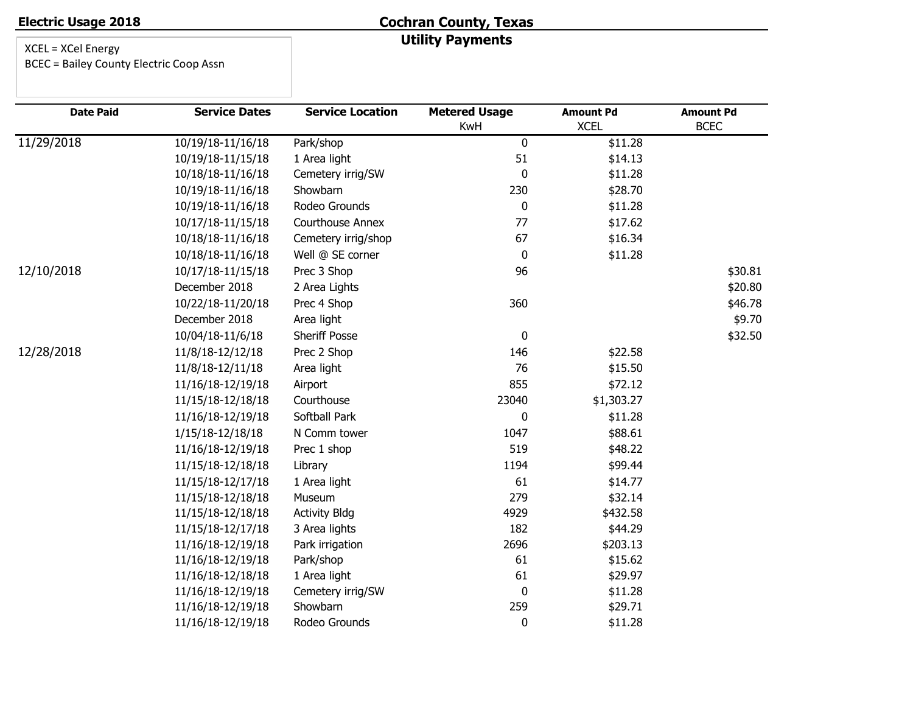**Electric Usage 2018**

# Cochran County, Texas

## Utility Payments

XCEL = XCel Energy
BCEC = Bailey County Electric Coop Assn

| Date Paid | Service Dates | Service Location | Metered Usage KwH | Amount Pd XCEL | Amount Pd BCEC |
|---|---|---|---|---|---|
| 11/29/2018 | 10/19/18-11/16/18 | Park/shop | 0 | $11.28 | |
| | 10/19/18-11/15/18 | 1 Area light | 51 | $14.13 | |
| | 10/18/18-11/16/18 | Cemetery irrig/SW | 0 | $11.28 | |
| | 10/19/18-11/16/18 | Showbarn | 230 | $28.70 | |
| | 10/19/18-11/16/18 | Rodeo Grounds | 0 | $11.28 | |
| | 10/17/18-11/15/18 | Courthouse Annex | 77 | $17.62 | |
| | 10/18/18-11/16/18 | Cemetery irrig/shop | 67 | $16.34 | |
| | 10/18/18-11/16/18 | Well @ SE corner | 0 | $11.28 | |
| 12/10/2018 | 10/17/18-11/15/18 | Prec 3 Shop | 96 | | $30.81 |
| | December 2018 | 2 Area Lights | | | $20.80 |
| | 10/22/18-11/20/18 | Prec 4 Shop | 360 | | $46.78 |
| | December 2018 | Area light | | | $9.70 |
| | 10/04/18-11/6/18 | Sheriff Posse | 0 | | $32.50 |
| 12/28/2018 | 11/8/18-12/12/18 | Prec 2 Shop | 146 | $22.58 | |
| | 11/8/18-12/11/18 | Area light | 76 | $15.50 | |
| | 11/16/18-12/19/18 | Airport | 855 | $72.12 | |
| | 11/15/18-12/18/18 | Courthouse | 23040 | $1,303.27 | |
| | 11/16/18-12/19/18 | Softball Park | 0 | $11.28 | |
| | 1/15/18-12/18/18 | N Comm tower | 1047 | $88.61 | |
| | 11/16/18-12/19/18 | Prec 1 shop | 519 | $48.22 | |
| | 11/15/18-12/18/18 | Library | 1194 | $99.44 | |
| | 11/15/18-12/17/18 | 1 Area light | 61 | $14.77 | |
| | 11/15/18-12/18/18 | Museum | 279 | $32.14 | |
| | 11/15/18-12/18/18 | Activity Bldg | 4929 | $432.58 | |
| | 11/15/18-12/17/18 | 3 Area lights | 182 | $44.29 | |
| | 11/16/18-12/19/18 | Park irrigation | 2696 | $203.13 | |
| | 11/16/18-12/19/18 | Park/shop | 61 | $15.62 | |
| | 11/16/18-12/18/18 | 1 Area light | 61 | $29.97 | |
| | 11/16/18-12/19/18 | Cemetery irrig/SW | 0 | $11.28 | |
| | 11/16/18-12/19/18 | Showbarn | 259 | $29.71 | |
| | 11/16/18-12/19/18 | Rodeo Grounds | 0 | $11.28 | |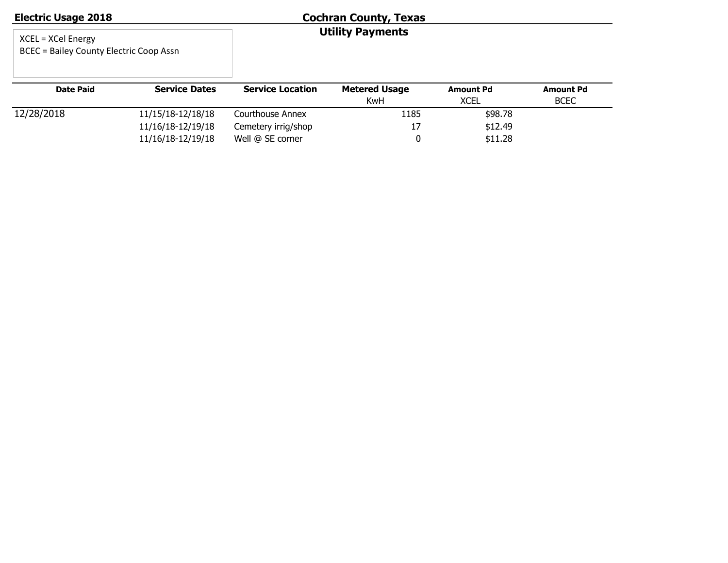**Electric Usage 2018**

# Cochran County, Texas

## Utility Payments

XCEL = XCel Energy
BCEC = Bailey County Electric Coop Assn

| Date Paid | Service Dates | Service Location | Metered Usage KwH | Amount Pd XCEL | Amount Pd BCEC |
|---|---|---|---|---|---|
| 12/28/2018 | 11/15/18-12/18/18 | Courthouse Annex | 1185 | $98.78 | |
| | 11/16/18-12/19/18 | Cemetery irrig/shop | 17 | $12.49 | |
| | 11/16/18-12/19/18 | Well @ SE corner | 0 | $11.28 | |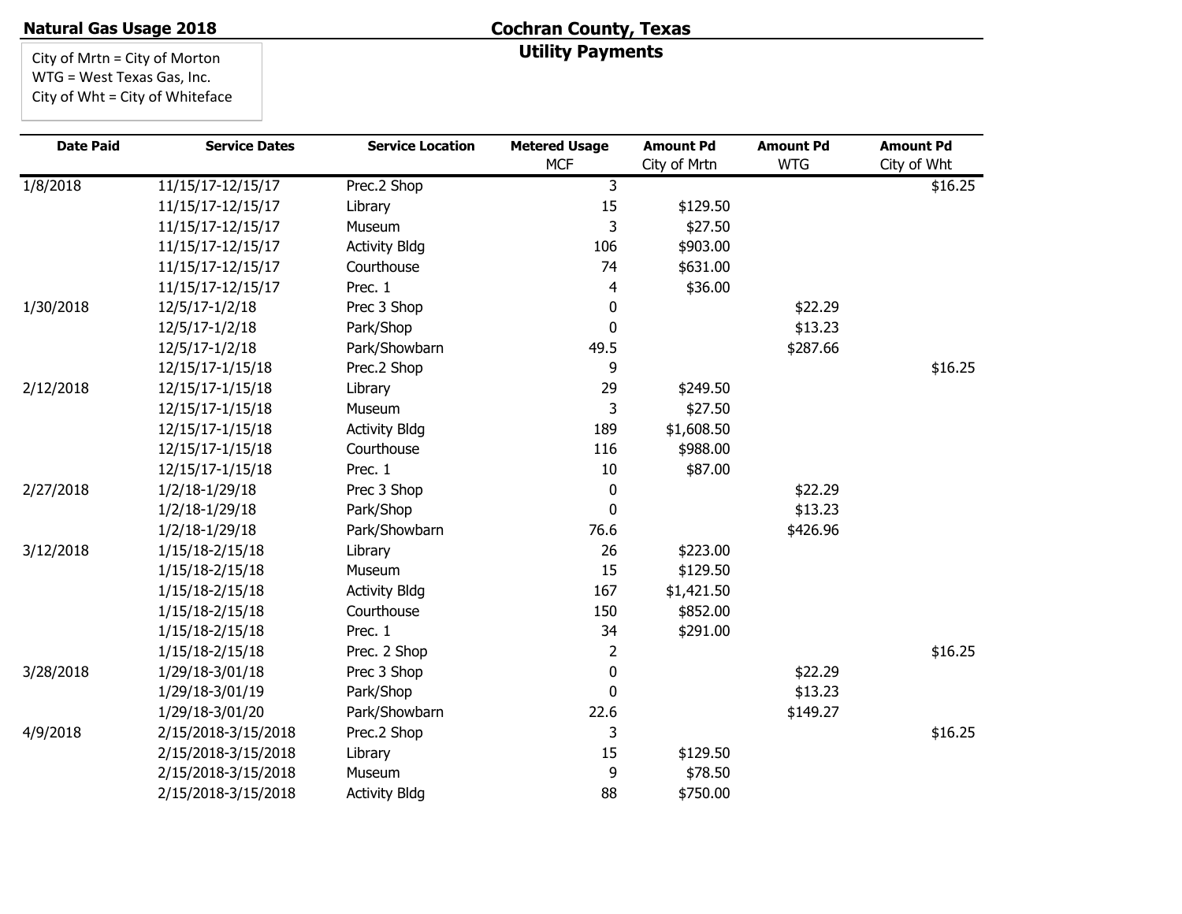**Natural Gas Usage 2018**

# Cochran County, Texas

## Utility Payments

City of Mrtn = City of Morton
WTG = West Texas Gas, Inc.
City of Wht = City of Whiteface

| Date Paid | Service Dates | Service Location | Metered Usage MCF | Amount Pd City of Mrtn | Amount Pd WTG | Amount Pd City of Wht |
|---|---|---|---|---|---|---|
| 1/8/2018 | 11/15/17-12/15/17 | Prec.2 Shop | 3 | | | $16.25 |
| | 11/15/17-12/15/17 | Library | 15 | $129.50 | | |
| | 11/15/17-12/15/17 | Museum | 3 | $27.50 | | |
| | 11/15/17-12/15/17 | Activity Bldg | 106 | $903.00 | | |
| | 11/15/17-12/15/17 | Courthouse | 74 | $631.00 | | |
| | 11/15/17-12/15/17 | Prec. 1 | 4 | $36.00 | | |
| 1/30/2018 | 12/5/17-1/2/18 | Prec 3 Shop | 0 | | $22.29 | |
| | 12/5/17-1/2/18 | Park/Shop | 0 | | $13.23 | |
| | 12/5/17-1/2/18 | Park/Showbarn | 49.5 | | $287.66 | |
| | 12/15/17-1/15/18 | Prec.2 Shop | 9 | | | $16.25 |
| 2/12/2018 | 12/15/17-1/15/18 | Library | 29 | $249.50 | | |
| | 12/15/17-1/15/18 | Museum | 3 | $27.50 | | |
| | 12/15/17-1/15/18 | Activity Bldg | 189 | $1,608.50 | | |
| | 12/15/17-1/15/18 | Courthouse | 116 | $988.00 | | |
| | 12/15/17-1/15/18 | Prec. 1 | 10 | $87.00 | | |
| 2/27/2018 | 1/2/18-1/29/18 | Prec 3 Shop | 0 | | $22.29 | |
| | 1/2/18-1/29/18 | Park/Shop | 0 | | $13.23 | |
| | 1/2/18-1/29/18 | Park/Showbarn | 76.6 | | $426.96 | |
| 3/12/2018 | 1/15/18-2/15/18 | Library | 26 | $223.00 | | |
| | 1/15/18-2/15/18 | Museum | 15 | $129.50 | | |
| | 1/15/18-2/15/18 | Activity Bldg | 167 | $1,421.50 | | |
| | 1/15/18-2/15/18 | Courthouse | 150 | $852.00 | | |
| | 1/15/18-2/15/18 | Prec. 1 | 34 | $291.00 | | |
| | 1/15/18-2/15/18 | Prec. 2 Shop | 2 | | | $16.25 |
| 3/28/2018 | 1/29/18-3/01/18 | Prec 3 Shop | 0 | | $22.29 | |
| | 1/29/18-3/01/19 | Park/Shop | 0 | | $13.23 | |
| | 1/29/18-3/01/20 | Park/Showbarn | 22.6 | | $149.27 | |
| 4/9/2018 | 2/15/2018-3/15/2018 | Prec.2 Shop | 3 | | | $16.25 |
| | 2/15/2018-3/15/2018 | Library | 15 | $129.50 | | |
| | 2/15/2018-3/15/2018 | Museum | 9 | $78.50 | | |
| | 2/15/2018-3/15/2018 | Activity Bldg | 88 | $750.00 | | |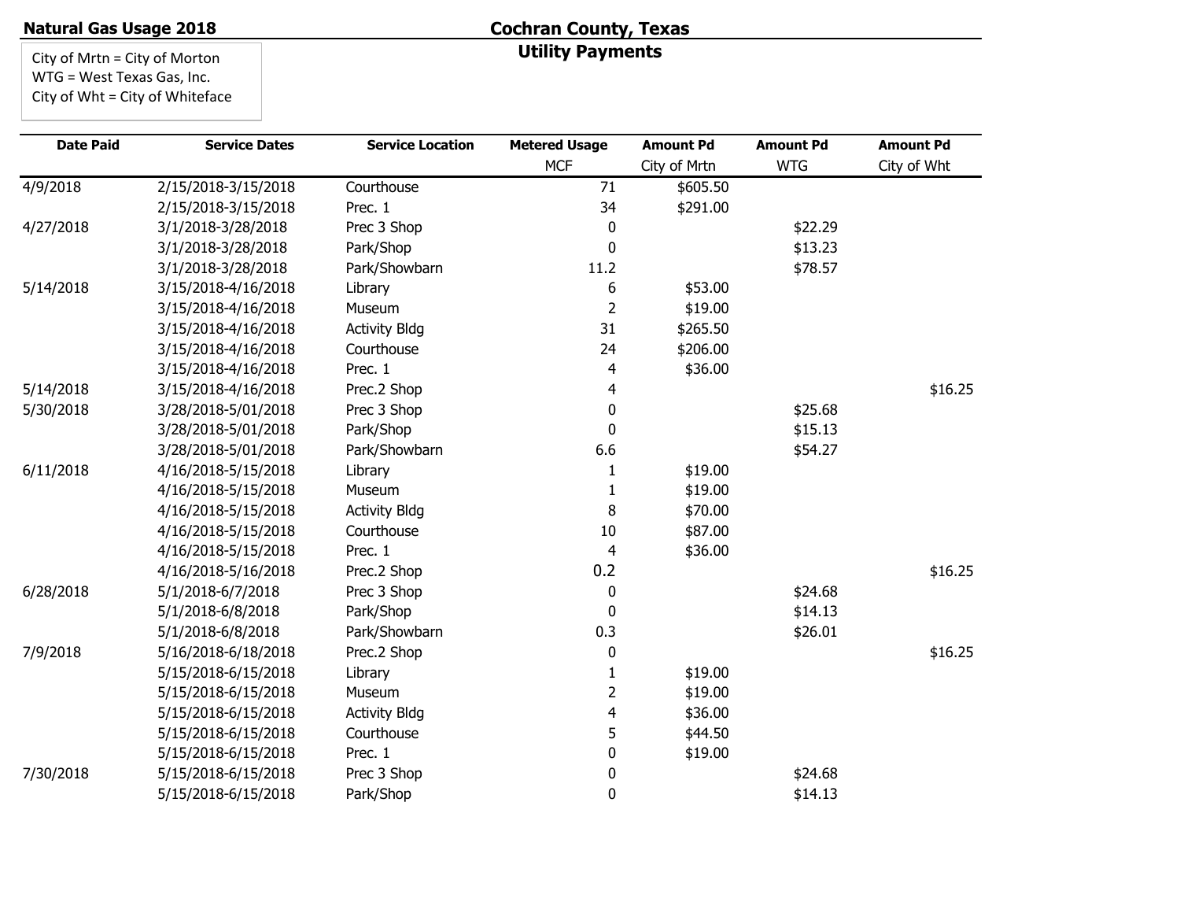**Natural Gas Usage 2018**

# Cochran County, Texas

## Utility Payments

City of Mrtn = City of Morton
WTG = West Texas Gas, Inc.
City of Wht = City of Whiteface

| Date Paid | Service Dates | Service Location | Metered Usage MCF | Amount Pd City of Mrtn | Amount Pd WTG | Amount Pd City of Wht |
|---|---|---|---|---|---|---|
| 4/9/2018 | 2/15/2018-3/15/2018 | Courthouse | 71 | $605.50 | | |
| | 2/15/2018-3/15/2018 | Prec. 1 | 34 | $291.00 | | |
| 4/27/2018 | 3/1/2018-3/28/2018 | Prec 3 Shop | 0 | | $22.29 | |
| | 3/1/2018-3/28/2018 | Park/Shop | 0 | | $13.23 | |
| | 3/1/2018-3/28/2018 | Park/Showbarn | 11.2 | | $78.57 | |
| 5/14/2018 | 3/15/2018-4/16/2018 | Library | 6 | $53.00 | | |
| | 3/15/2018-4/16/2018 | Museum | 2 | $19.00 | | |
| | 3/15/2018-4/16/2018 | Activity Bldg | 31 | $265.50 | | |
| | 3/15/2018-4/16/2018 | Courthouse | 24 | $206.00 | | |
| | 3/15/2018-4/16/2018 | Prec. 1 | 4 | $36.00 | | |
| 5/14/2018 | 3/15/2018-4/16/2018 | Prec.2 Shop | 4 | | | $16.25 |
| 5/30/2018 | 3/28/2018-5/01/2018 | Prec 3 Shop | 0 | | $25.68 | |
| | 3/28/2018-5/01/2018 | Park/Shop | 0 | | $15.13 | |
| | 3/28/2018-5/01/2018 | Park/Showbarn | 6.6 | | $54.27 | |
| 6/11/2018 | 4/16/2018-5/15/2018 | Library | 1 | $19.00 | | |
| | 4/16/2018-5/15/2018 | Museum | 1 | $19.00 | | |
| | 4/16/2018-5/15/2018 | Activity Bldg | 8 | $70.00 | | |
| | 4/16/2018-5/15/2018 | Courthouse | 10 | $87.00 | | |
| | 4/16/2018-5/15/2018 | Prec. 1 | 4 | $36.00 | | |
| | 4/16/2018-5/16/2018 | Prec.2 Shop | 0.2 | | | $16.25 |
| 6/28/2018 | 5/1/2018-6/7/2018 | Prec 3 Shop | 0 | | $24.68 | |
| | 5/1/2018-6/8/2018 | Park/Shop | 0 | | $14.13 | |
| | 5/1/2018-6/8/2018 | Park/Showbarn | 0.3 | | $26.01 | |
| 7/9/2018 | 5/16/2018-6/18/2018 | Prec.2 Shop | 0 | | | $16.25 |
| | 5/15/2018-6/15/2018 | Library | 1 | $19.00 | | |
| | 5/15/2018-6/15/2018 | Museum | 2 | $19.00 | | |
| | 5/15/2018-6/15/2018 | Activity Bldg | 4 | $36.00 | | |
| | 5/15/2018-6/15/2018 | Courthouse | 5 | $44.50 | | |
| | 5/15/2018-6/15/2018 | Prec. 1 | 0 | $19.00 | | |
| 7/30/2018 | 5/15/2018-6/15/2018 | Prec 3 Shop | 0 | | $24.68 | |
| | 5/15/2018-6/15/2018 | Park/Shop | 0 | | $14.13 | |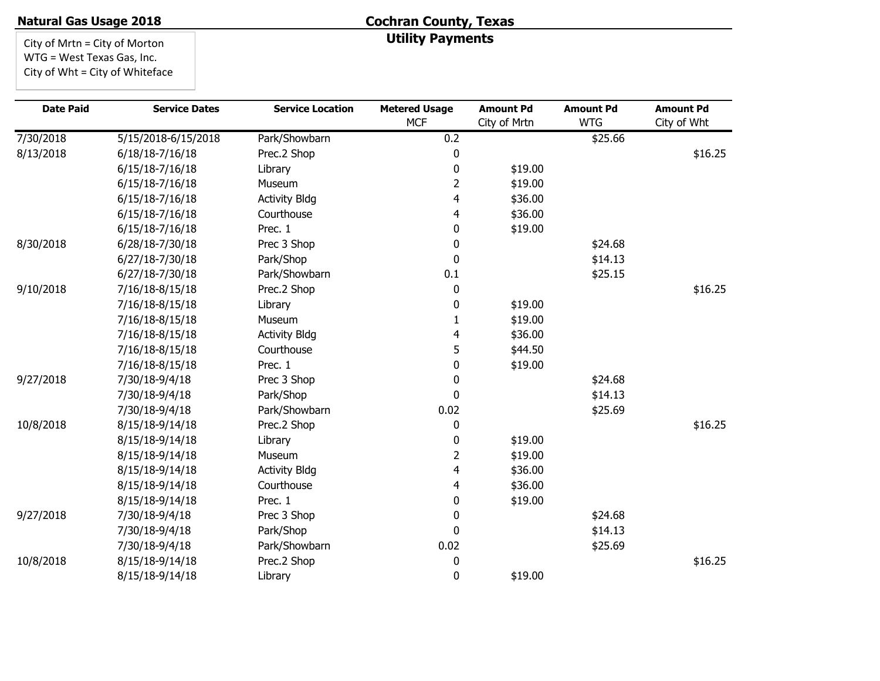**Natural Gas Usage 2018**

## Cochran County, Texas
### Utility Payments

City of Mrtn = City of Morton
WTG = West Texas Gas, Inc.
City of Wht = City of Whiteface

| Date Paid | Service Dates | Service Location | Metered Usage MCF | Amount Pd City of Mrtn | Amount Pd WTG | Amount Pd City of Wht |
|---|---|---|---|---|---|---|
| 7/30/2018 | 5/15/2018-6/15/2018 | Park/Showbarn | 0.2 | | $25.66 | |
| 8/13/2018 | 6/18/18-7/16/18 | Prec.2 Shop | 0 | | | $16.25 |
| | 6/15/18-7/16/18 | Library | 0 | $19.00 | | |
| | 6/15/18-7/16/18 | Museum | 2 | $19.00 | | |
| | 6/15/18-7/16/18 | Activity Bldg | 4 | $36.00 | | |
| | 6/15/18-7/16/18 | Courthouse | 4 | $36.00 | | |
| | 6/15/18-7/16/18 | Prec. 1 | 0 | $19.00 | | |
| 8/30/2018 | 6/28/18-7/30/18 | Prec 3 Shop | 0 | | $24.68 | |
| | 6/27/18-7/30/18 | Park/Shop | 0 | | $14.13 | |
| | 6/27/18-7/30/18 | Park/Showbarn | 0.1 | | $25.15 | |
| 9/10/2018 | 7/16/18-8/15/18 | Prec.2 Shop | 0 | | | $16.25 |
| | 7/16/18-8/15/18 | Library | 0 | $19.00 | | |
| | 7/16/18-8/15/18 | Museum | 1 | $19.00 | | |
| | 7/16/18-8/15/18 | Activity Bldg | 4 | $36.00 | | |
| | 7/16/18-8/15/18 | Courthouse | 5 | $44.50 | | |
| | 7/16/18-8/15/18 | Prec. 1 | 0 | $19.00 | | |
| 9/27/2018 | 7/30/18-9/4/18 | Prec 3 Shop | 0 | | $24.68 | |
| | 7/30/18-9/4/18 | Park/Shop | 0 | | $14.13 | |
| | 7/30/18-9/4/18 | Park/Showbarn | 0.02 | | $25.69 | |
| 10/8/2018 | 8/15/18-9/14/18 | Prec.2 Shop | 0 | | | $16.25 |
| | 8/15/18-9/14/18 | Library | 0 | $19.00 | | |
| | 8/15/18-9/14/18 | Museum | 2 | $19.00 | | |
| | 8/15/18-9/14/18 | Activity Bldg | 4 | $36.00 | | |
| | 8/15/18-9/14/18 | Courthouse | 4 | $36.00 | | |
| | 8/15/18-9/14/18 | Prec. 1 | 0 | $19.00 | | |
| 9/27/2018 | 7/30/18-9/4/18 | Prec 3 Shop | 0 | | $24.68 | |
| | 7/30/18-9/4/18 | Park/Shop | 0 | | $14.13 | |
| | 7/30/18-9/4/18 | Park/Showbarn | 0.02 | | $25.69 | |
| 10/8/2018 | 8/15/18-9/14/18 | Prec.2 Shop | 0 | | | $16.25 |
| | 8/15/18-9/14/18 | Library | 0 | $19.00 | | |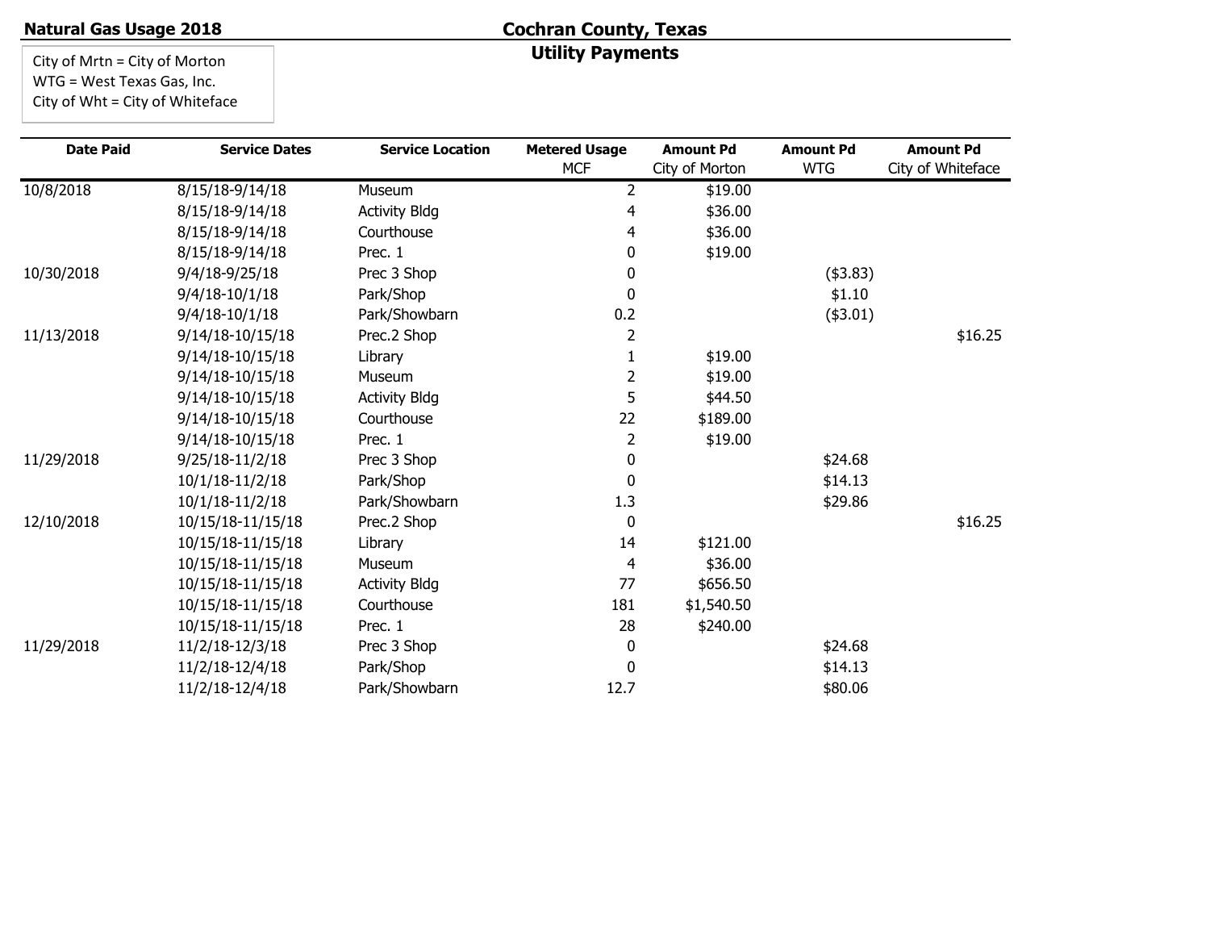**Natural Gas Usage 2018**

**Cochran County, Texas**

**Utility Payments**

City of Mrtn = City of Morton
WTG = West Texas Gas, Inc.
City of Wht = City of Whiteface

| Date Paid | Service Dates | Service Location | Metered Usage MCF | Amount Pd City of Morton | Amount Pd WTG | Amount Pd City of Whiteface |
|---|---|---|---|---|---|---|
| 10/8/2018 | 8/15/18-9/14/18 | Museum | 2 | $19.00 | | |
| | 8/15/18-9/14/18 | Activity Bldg | 4 | $36.00 | | |
| | 8/15/18-9/14/18 | Courthouse | 4 | $36.00 | | |
| | 8/15/18-9/14/18 | Prec. 1 | 0 | $19.00 | | |
| 10/30/2018 | 9/4/18-9/25/18 | Prec 3 Shop | 0 | | ($3.83) | |
| | 9/4/18-10/1/18 | Park/Shop | 0 | | $1.10 | |
| | 9/4/18-10/1/18 | Park/Showbarn | 0.2 | | ($3.01) | |
| 11/13/2018 | 9/14/18-10/15/18 | Prec.2 Shop | 2 | | | $16.25 |
| | 9/14/18-10/15/18 | Library | 1 | $19.00 | | |
| | 9/14/18-10/15/18 | Museum | 2 | $19.00 | | |
| | 9/14/18-10/15/18 | Activity Bldg | 5 | $44.50 | | |
| | 9/14/18-10/15/18 | Courthouse | 22 | $189.00 | | |
| | 9/14/18-10/15/18 | Prec. 1 | 2 | $19.00 | | |
| 11/29/2018 | 9/25/18-11/2/18 | Prec 3 Shop | 0 | | $24.68 | |
| | 10/1/18-11/2/18 | Park/Shop | 0 | | $14.13 | |
| | 10/1/18-11/2/18 | Park/Showbarn | 1.3 | | $29.86 | |
| 12/10/2018 | 10/15/18-11/15/18 | Prec.2 Shop | 0 | | | $16.25 |
| | 10/15/18-11/15/18 | Library | 14 | $121.00 | | |
| | 10/15/18-11/15/18 | Museum | 4 | $36.00 | | |
| | 10/15/18-11/15/18 | Activity Bldg | 77 | $656.50 | | |
| | 10/15/18-11/15/18 | Courthouse | 181 | $1,540.50 | | |
| | 10/15/18-11/15/18 | Prec. 1 | 28 | $240.00 | | |
| 11/29/2018 | 11/2/18-12/3/18 | Prec 3 Shop | 0 | | $24.68 | |
| | 11/2/18-12/4/18 | Park/Shop | 0 | | $14.13 | |
| | 11/2/18-12/4/18 | Park/Showbarn | 12.7 | | $80.06 | |